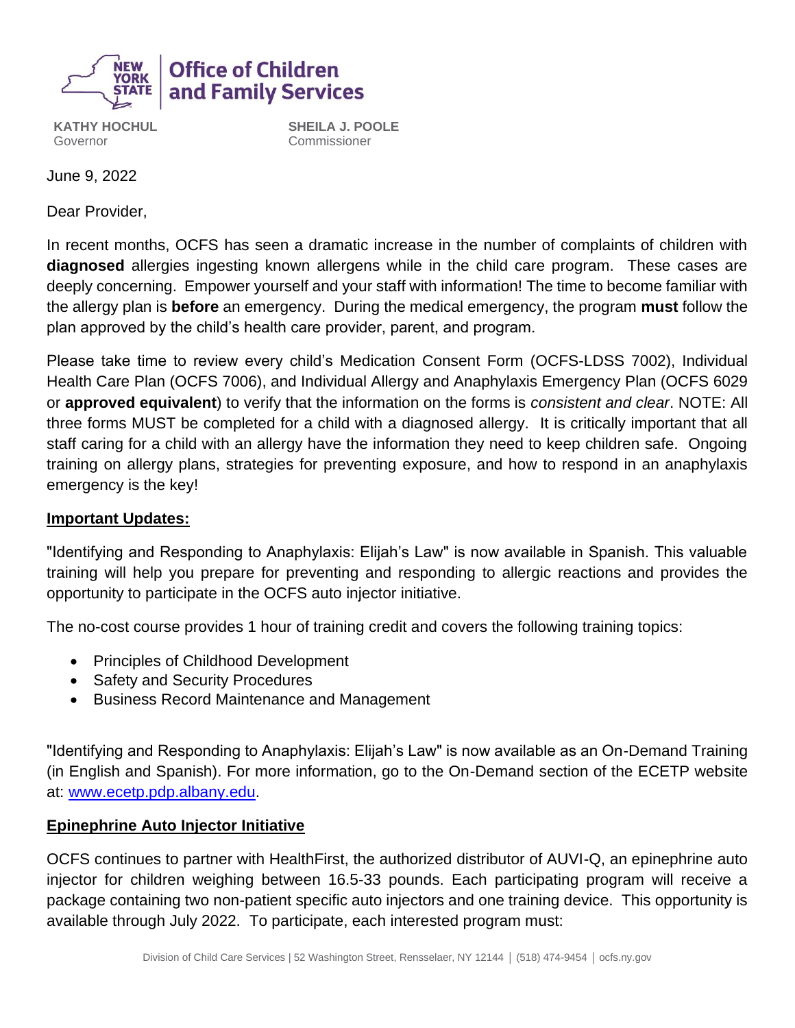**Office of Children and Family Services**

**KATHY HOCHUL**
Governor

**SHEILA J. POOLE**
Commissioner

June 9, 2022

Dear Provider,

In recent months, OCFS has seen a dramatic increase in the number of complaints of children with **diagnosed** allergies ingesting known allergens while in the child care program. These cases are deeply concerning. Empower yourself and your staff with information! The time to become familiar with the allergy plan is **before** an emergency. During the medical emergency, the program **must** follow the plan approved by the child's health care provider, parent, and program.

Please take time to review every child's Medication Consent Form (OCFS-LDSS 7002), Individual Health Care Plan (OCFS 7006), and Individual Allergy and Anaphylaxis Emergency Plan (OCFS 6029 or **approved equivalent**) to verify that the information on the forms is *consistent and clear*. NOTE: All three forms MUST be completed for a child with a diagnosed allergy. It is critically important that all staff caring for a child with an allergy have the information they need to keep children safe. Ongoing training on allergy plans, strategies for preventing exposure, and how to respond in an anaphylaxis emergency is the key!

## Important Updates:

"Identifying and Responding to Anaphylaxis: Elijah's Law" is now available in Spanish. This valuable training will help you prepare for preventing and responding to allergic reactions and provides the opportunity to participate in the OCFS auto injector initiative.

The no-cost course provides 1 hour of training credit and covers the following training topics:

- Principles of Childhood Development
- Safety and Security Procedures
- Business Record Maintenance and Management

"Identifying and Responding to Anaphylaxis: Elijah's Law" is now available as an On-Demand Training (in English and Spanish). For more information, go to the On-Demand section of the ECETP website at: [www.ecetp.pdp.albany.edu](http://www.ecetp.pdp.albany.edu).

## Epinephrine Auto Injector Initiative

OCFS continues to partner with HealthFirst, the authorized distributor of AUVI-Q, an epinephrine auto injector for children weighing between 16.5-33 pounds. Each participating program will receive a package containing two non-patient specific auto injectors and one training device. This opportunity is available through July 2022. To participate, each interested program must: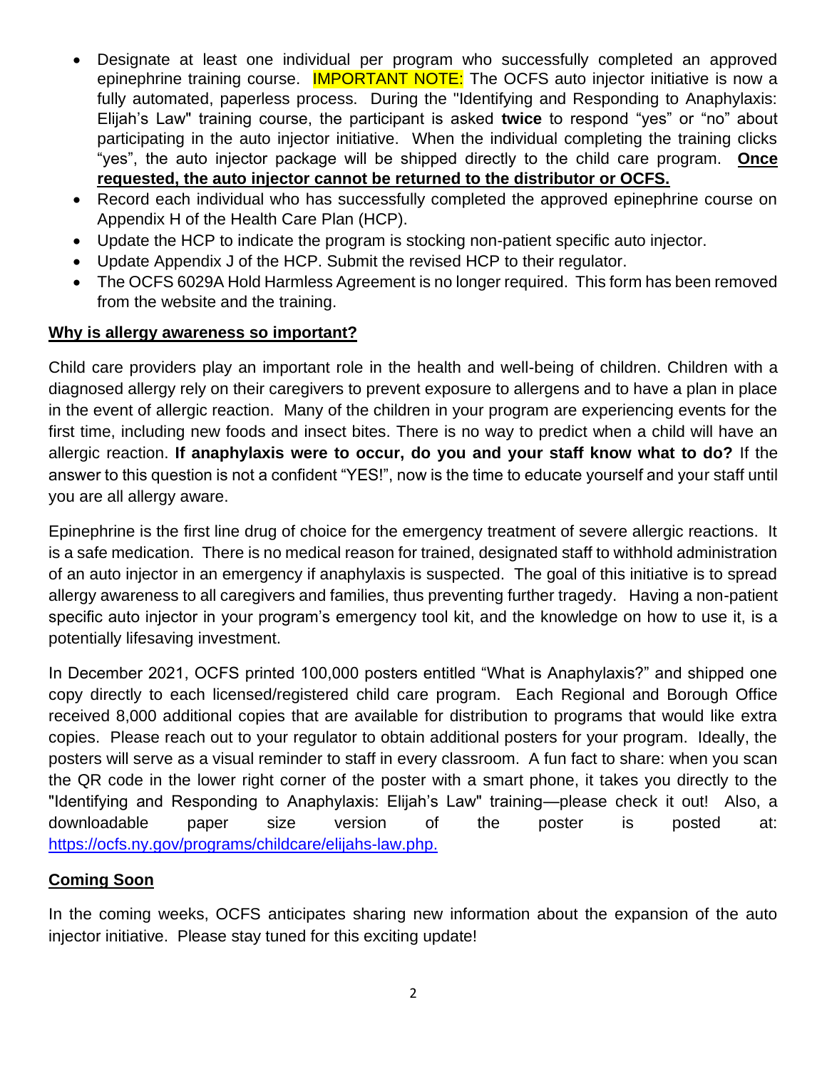- Designate at least one individual per program who successfully completed an approved epinephrine training course. IMPORTANT NOTE: The OCFS auto injector initiative is now a fully automated, paperless process. During the "Identifying and Responding to Anaphylaxis: Elijah's Law" training course, the participant is asked **twice** to respond "yes" or "no" about participating in the auto injector initiative. When the individual completing the training clicks "yes", the auto injector package will be shipped directly to the child care program. **Once requested, the auto injector cannot be returned to the distributor or OCFS.**
- Record each individual who has successfully completed the approved epinephrine course on Appendix H of the Health Care Plan (HCP).
- Update the HCP to indicate the program is stocking non-patient specific auto injector.
- Update Appendix J of the HCP. Submit the revised HCP to their regulator.
- The OCFS 6029A Hold Harmless Agreement is no longer required. This form has been removed from the website and the training.

**Why is allergy awareness so important?**

Child care providers play an important role in the health and well-being of children. Children with a diagnosed allergy rely on their caregivers to prevent exposure to allergens and to have a plan in place in the event of allergic reaction. Many of the children in your program are experiencing events for the first time, including new foods and insect bites. There is no way to predict when a child will have an allergic reaction. **If anaphylaxis were to occur, do you and your staff know what to do?** If the answer to this question is not a confident "YES!", now is the time to educate yourself and your staff until you are all allergy aware.

Epinephrine is the first line drug of choice for the emergency treatment of severe allergic reactions. It is a safe medication. There is no medical reason for trained, designated staff to withhold administration of an auto injector in an emergency if anaphylaxis is suspected. The goal of this initiative is to spread allergy awareness to all caregivers and families, thus preventing further tragedy. Having a non-patient specific auto injector in your program's emergency tool kit, and the knowledge on how to use it, is a potentially lifesaving investment.

In December 2021, OCFS printed 100,000 posters entitled "What is Anaphylaxis?" and shipped one copy directly to each licensed/registered child care program. Each Regional and Borough Office received 8,000 additional copies that are available for distribution to programs that would like extra copies. Please reach out to your regulator to obtain additional posters for your program. Ideally, the posters will serve as a visual reminder to staff in every classroom. A fun fact to share: when you scan the QR code in the lower right corner of the poster with a smart phone, it takes you directly to the "Identifying and Responding to Anaphylaxis: Elijah's Law" training—please check it out! Also, a downloadable paper size version of the poster is posted at: https://ocfs.ny.gov/programs/childcare/elijahs-law.php.

**Coming Soon**

In the coming weeks, OCFS anticipates sharing new information about the expansion of the auto injector initiative. Please stay tuned for this exciting update!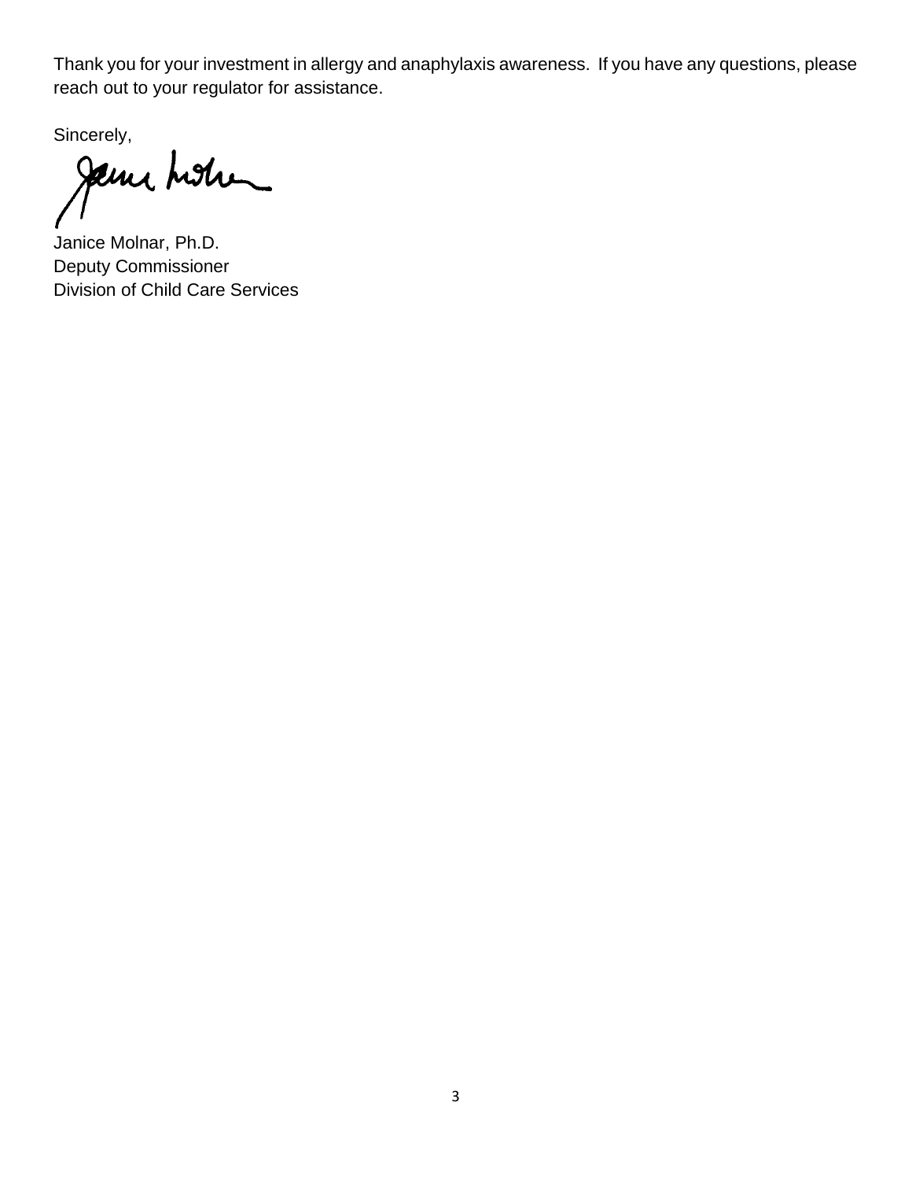Thank you for your investment in allergy and anaphylaxis awareness. If you have any questions, please reach out to your regulator for assistance.

Sincerely,

Janice Molnar, Ph.D.
Deputy Commissioner
Division of Child Care Services